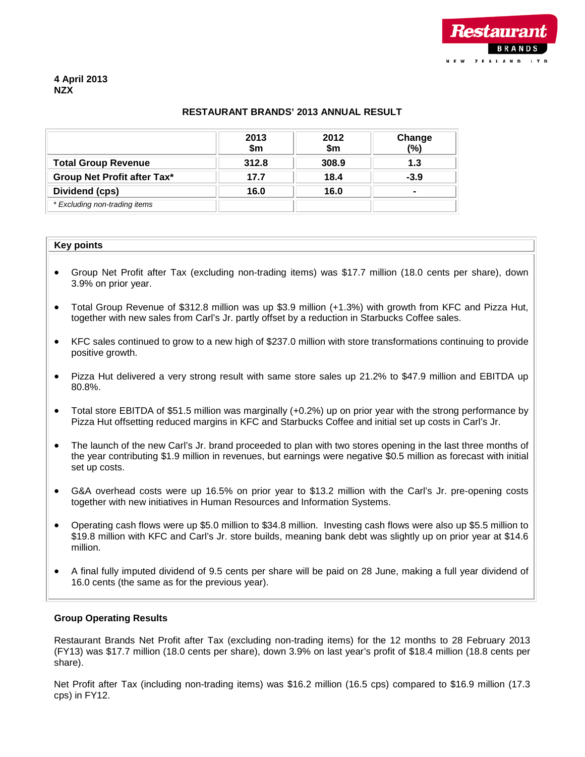4 April 2013
NZX

## RESTAURANT BRANDS' 2013 ANNUAL RESULT

| | 2013 $m | 2012 $m | Change (%) |
|---|---|---|---|
| **Total Group Revenue** | **312.8** | **308.9** | **1.3** |
| **Group Net Profit after Tax*** | **17.7** | **18.4** | **-3.9** |
| **Dividend (cps)** | **16.0** | **16.0** | **-** |
| *\* Excluding non-trading items* | | | |

### Key points

- Group Net Profit after Tax (excluding non-trading items) was $17.7 million (18.0 cents per share), down 3.9% on prior year.
- Total Group Revenue of $312.8 million was up $3.9 million (+1.3%) with growth from KFC and Pizza Hut, together with new sales from Carl's Jr. partly offset by a reduction in Starbucks Coffee sales.
- KFC sales continued to grow to a new high of $237.0 million with store transformations continuing to provide positive growth.
- Pizza Hut delivered a very strong result with same store sales up 21.2% to $47.9 million and EBITDA up 80.8%.
- Total store EBITDA of $51.5 million was marginally (+0.2%) up on prior year with the strong performance by Pizza Hut offsetting reduced margins in KFC and Starbucks Coffee and initial set up costs in Carl's Jr.
- The launch of the new Carl's Jr. brand proceeded to plan with two stores opening in the last three months of the year contributing $1.9 million in revenues, but earnings were negative $0.5 million as forecast with initial set up costs.
- G&A overhead costs were up 16.5% on prior year to $13.2 million with the Carl's Jr. pre-opening costs together with new initiatives in Human Resources and Information Systems.
- Operating cash flows were up $5.0 million to $34.8 million. Investing cash flows were also up $5.5 million to $19.8 million with KFC and Carl's Jr. store builds, meaning bank debt was slightly up on prior year at $14.6 million.
- A final fully imputed dividend of 9.5 cents per share will be paid on 28 June, making a full year dividend of 16.0 cents (the same as for the previous year).

### Group Operating Results

Restaurant Brands Net Profit after Tax (excluding non-trading items) for the 12 months to 28 February 2013 (FY13) was $17.7 million (18.0 cents per share), down 3.9% on last year's profit of $18.4 million (18.8 cents per share).

Net Profit after Tax (including non-trading items) was $16.2 million (16.5 cps) compared to $16.9 million (17.3 cps) in FY12.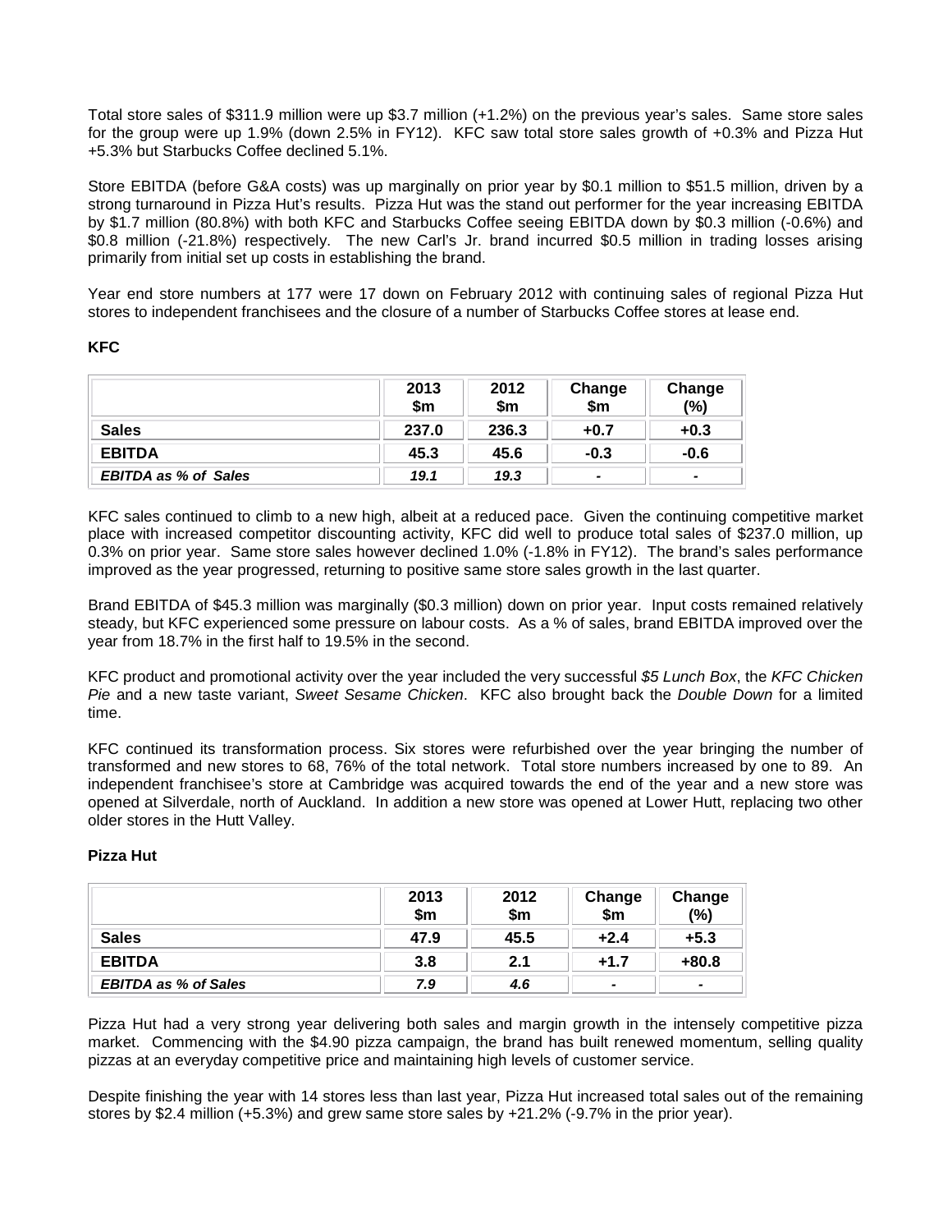Total store sales of $311.9 million were up $3.7 million (+1.2%) on the previous year's sales. Same store sales for the group were up 1.9% (down 2.5% in FY12). KFC saw total store sales growth of +0.3% and Pizza Hut +5.3% but Starbucks Coffee declined 5.1%.

Store EBITDA (before G&A costs) was up marginally on prior year by $0.1 million to $51.5 million, driven by a strong turnaround in Pizza Hut's results. Pizza Hut was the stand out performer for the year increasing EBITDA by $1.7 million (80.8%) with both KFC and Starbucks Coffee seeing EBITDA down by $0.3 million (-0.6%) and $0.8 million (-21.8%) respectively. The new Carl's Jr. brand incurred $0.5 million in trading losses arising primarily from initial set up costs in establishing the brand.

Year end store numbers at 177 were 17 down on February 2012 with continuing sales of regional Pizza Hut stores to independent franchisees and the closure of a number of Starbucks Coffee stores at lease end.

**KFC**

| | 2013 $m | 2012 $m | Change $m | Change (%) |
|---|---|---|---|---|
| **Sales** | **237.0** | **236.3** | **+0.7** | **+0.3** |
| **EBITDA** | **45.3** | **45.6** | **-0.3** | **-0.6** |
| ***EBITDA as % of Sales*** | ***19.1*** | ***19.3*** | **-** | **-** |

KFC sales continued to climb to a new high, albeit at a reduced pace. Given the continuing competitive market place with increased competitor discounting activity, KFC did well to produce total sales of $237.0 million, up 0.3% on prior year. Same store sales however declined 1.0% (-1.8% in FY12). The brand's sales performance improved as the year progressed, returning to positive same store sales growth in the last quarter.

Brand EBITDA of $45.3 million was marginally ($0.3 million) down on prior year. Input costs remained relatively steady, but KFC experienced some pressure on labour costs. As a % of sales, brand EBITDA improved over the year from 18.7% in the first half to 19.5% in the second.

KFC product and promotional activity over the year included the very successful *$5 Lunch Box*, the *KFC Chicken Pie* and a new taste variant, *Sweet Sesame Chicken*. KFC also brought back the *Double Down* for a limited time.

KFC continued its transformation process. Six stores were refurbished over the year bringing the number of transformed and new stores to 68, 76% of the total network. Total store numbers increased by one to 89. An independent franchisee's store at Cambridge was acquired towards the end of the year and a new store was opened at Silverdale, north of Auckland. In addition a new store was opened at Lower Hutt, replacing two other older stores in the Hutt Valley.

**Pizza Hut**

| | 2013 $m | 2012 $m | Change $m | Change (%) |
|---|---|---|---|---|
| **Sales** | **47.9** | **45.5** | **+2.4** | **+5.3** |
| **EBITDA** | **3.8** | **2.1** | **+1.7** | **+80.8** |
| ***EBITDA as % of Sales*** | ***7.9*** | ***4.6*** | **-** | **-** |

Pizza Hut had a very strong year delivering both sales and margin growth in the intensely competitive pizza market. Commencing with the $4.90 pizza campaign, the brand has built renewed momentum, selling quality pizzas at an everyday competitive price and maintaining high levels of customer service.

Despite finishing the year with 14 stores less than last year, Pizza Hut increased total sales out of the remaining stores by $2.4 million (+5.3%) and grew same store sales by +21.2% (-9.7% in the prior year).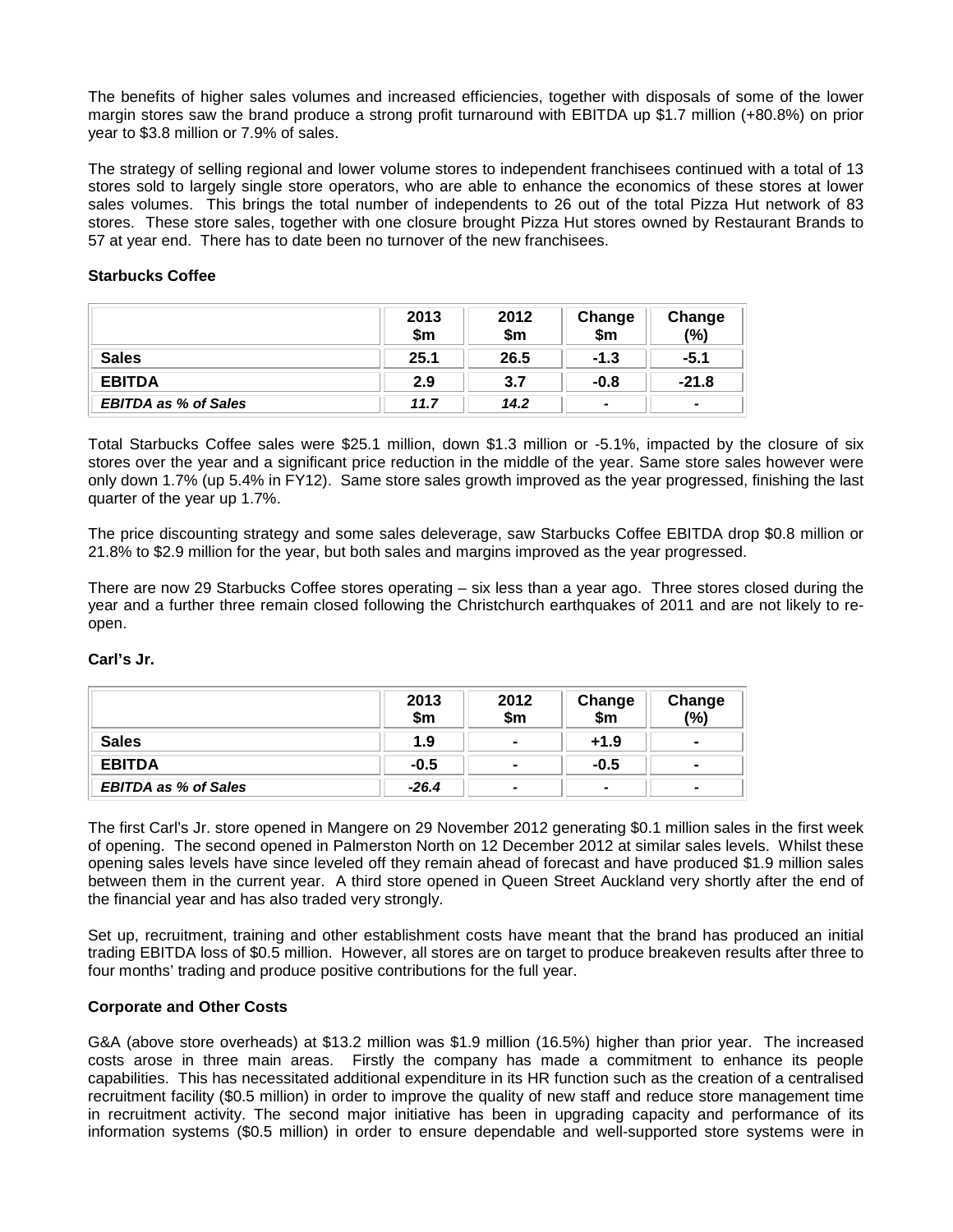The benefits of higher sales volumes and increased efficiencies, together with disposals of some of the lower margin stores saw the brand produce a strong profit turnaround with EBITDA up $1.7 million (+80.8%) on prior year to $3.8 million or 7.9% of sales.

The strategy of selling regional and lower volume stores to independent franchisees continued with a total of 13 stores sold to largely single store operators, who are able to enhance the economics of these stores at lower sales volumes. This brings the total number of independents to 26 out of the total Pizza Hut network of 83 stores. These store sales, together with one closure brought Pizza Hut stores owned by Restaurant Brands to 57 at year end. There has to date been no turnover of the new franchisees.

**Starbucks Coffee**

| | 2013 $m | 2012 $m | Change $m | Change (%) |
|---|---|---|---|---|
| **Sales** | **25.1** | **26.5** | **-1.3** | **-5.1** |
| **EBITDA** | **2.9** | **3.7** | **-0.8** | **-21.8** |
| ***EBITDA as % of Sales*** | ***11.7*** | ***14.2*** | **-** | **-** |

Total Starbucks Coffee sales were $25.1 million, down $1.3 million or -5.1%, impacted by the closure of six stores over the year and a significant price reduction in the middle of the year. Same store sales however were only down 1.7% (up 5.4% in FY12). Same store sales growth improved as the year progressed, finishing the last quarter of the year up 1.7%.

The price discounting strategy and some sales deleverage, saw Starbucks Coffee EBITDA drop $0.8 million or 21.8% to $2.9 million for the year, but both sales and margins improved as the year progressed.

There are now 29 Starbucks Coffee stores operating – six less than a year ago. Three stores closed during the year and a further three remain closed following the Christchurch earthquakes of 2011 and are not likely to re-open.

**Carl's Jr.**

| | 2013 $m | 2012 $m | Change $m | Change (%) |
|---|---|---|---|---|
| **Sales** | **1.9** | **-** | **+1.9** | **-** |
| **EBITDA** | **-0.5** | **-** | **-0.5** | **-** |
| ***EBITDA as % of Sales*** | ***-26.4*** | **-** | **-** | **-** |

The first Carl's Jr. store opened in Mangere on 29 November 2012 generating $0.1 million sales in the first week of opening. The second opened in Palmerston North on 12 December 2012 at similar sales levels. Whilst these opening sales levels have since leveled off they remain ahead of forecast and have produced $1.9 million sales between them in the current year. A third store opened in Queen Street Auckland very shortly after the end of the financial year and has also traded very strongly.

Set up, recruitment, training and other establishment costs have meant that the brand has produced an initial trading EBITDA loss of $0.5 million. However, all stores are on target to produce breakeven results after three to four months' trading and produce positive contributions for the full year.

**Corporate and Other Costs**

G&A (above store overheads) at $13.2 million was $1.9 million (16.5%) higher than prior year. The increased costs arose in three main areas. Firstly the company has made a commitment to enhance its people capabilities. This has necessitated additional expenditure in its HR function such as the creation of a centralised recruitment facility ($0.5 million) in order to improve the quality of new staff and reduce store management time in recruitment activity. The second major initiative has been in upgrading capacity and performance of its information systems ($0.5 million) in order to ensure dependable and well-supported store systems were in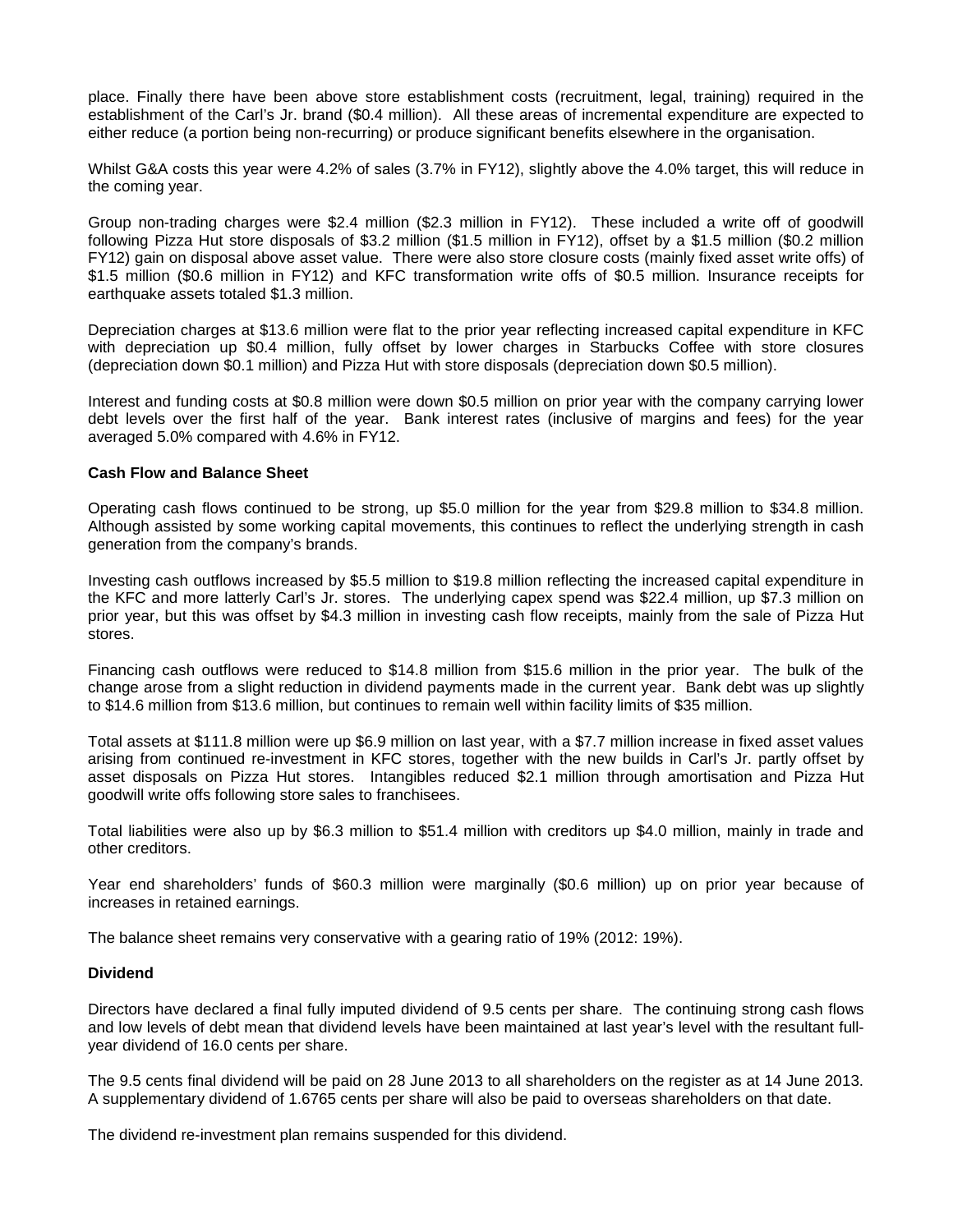place. Finally there have been above store establishment costs (recruitment, legal, training) required in the establishment of the Carl's Jr. brand ($0.4 million). All these areas of incremental expenditure are expected to either reduce (a portion being non-recurring) or produce significant benefits elsewhere in the organisation.

Whilst G&A costs this year were 4.2% of sales (3.7% in FY12), slightly above the 4.0% target, this will reduce in the coming year.

Group non-trading charges were $2.4 million ($2.3 million in FY12). These included a write off of goodwill following Pizza Hut store disposals of $3.2 million ($1.5 million in FY12), offset by a $1.5 million ($0.2 million FY12) gain on disposal above asset value. There were also store closure costs (mainly fixed asset write offs) of $1.5 million ($0.6 million in FY12) and KFC transformation write offs of $0.5 million. Insurance receipts for earthquake assets totaled $1.3 million.

Depreciation charges at $13.6 million were flat to the prior year reflecting increased capital expenditure in KFC with depreciation up $0.4 million, fully offset by lower charges in Starbucks Coffee with store closures (depreciation down $0.1 million) and Pizza Hut with store disposals (depreciation down $0.5 million).

Interest and funding costs at $0.8 million were down $0.5 million on prior year with the company carrying lower debt levels over the first half of the year. Bank interest rates (inclusive of margins and fees) for the year averaged 5.0% compared with 4.6% in FY12.

**Cash Flow and Balance Sheet**

Operating cash flows continued to be strong, up $5.0 million for the year from $29.8 million to $34.8 million. Although assisted by some working capital movements, this continues to reflect the underlying strength in cash generation from the company's brands.

Investing cash outflows increased by $5.5 million to $19.8 million reflecting the increased capital expenditure in the KFC and more latterly Carl's Jr. stores. The underlying capex spend was $22.4 million, up $7.3 million on prior year, but this was offset by $4.3 million in investing cash flow receipts, mainly from the sale of Pizza Hut stores.

Financing cash outflows were reduced to $14.8 million from $15.6 million in the prior year. The bulk of the change arose from a slight reduction in dividend payments made in the current year. Bank debt was up slightly to $14.6 million from $13.6 million, but continues to remain well within facility limits of $35 million.

Total assets at $111.8 million were up $6.9 million on last year, with a $7.7 million increase in fixed asset values arising from continued re-investment in KFC stores, together with the new builds in Carl's Jr. partly offset by asset disposals on Pizza Hut stores. Intangibles reduced $2.1 million through amortisation and Pizza Hut goodwill write offs following store sales to franchisees.

Total liabilities were also up by $6.3 million to $51.4 million with creditors up $4.0 million, mainly in trade and other creditors.

Year end shareholders' funds of $60.3 million were marginally ($0.6 million) up on prior year because of increases in retained earnings.

The balance sheet remains very conservative with a gearing ratio of 19% (2012: 19%).

**Dividend**

Directors have declared a final fully imputed dividend of 9.5 cents per share. The continuing strong cash flows and low levels of debt mean that dividend levels have been maintained at last year's level with the resultant full-year dividend of 16.0 cents per share.

The 9.5 cents final dividend will be paid on 28 June 2013 to all shareholders on the register as at 14 June 2013. A supplementary dividend of 1.6765 cents per share will also be paid to overseas shareholders on that date.

The dividend re-investment plan remains suspended for this dividend.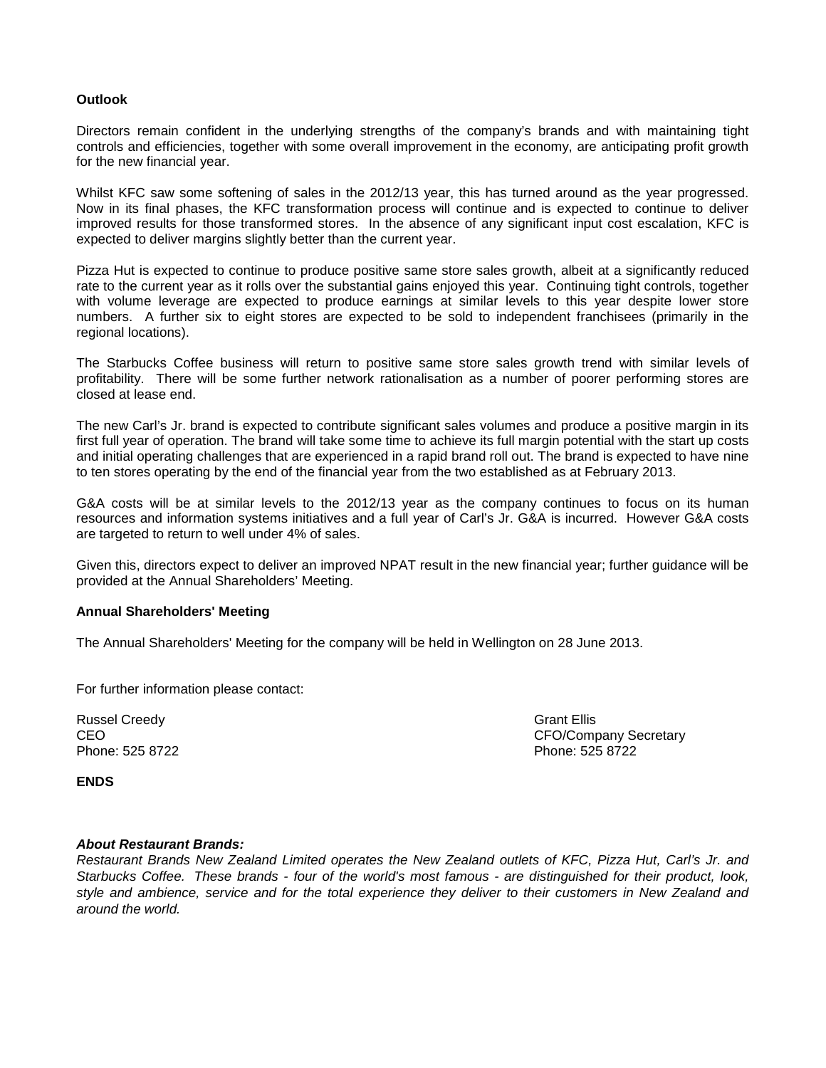**Outlook**

Directors remain confident in the underlying strengths of the company's brands and with maintaining tight controls and efficiencies, together with some overall improvement in the economy, are anticipating profit growth for the new financial year.

Whilst KFC saw some softening of sales in the 2012/13 year, this has turned around as the year progressed. Now in its final phases, the KFC transformation process will continue and is expected to continue to deliver improved results for those transformed stores. In the absence of any significant input cost escalation, KFC is expected to deliver margins slightly better than the current year.

Pizza Hut is expected to continue to produce positive same store sales growth, albeit at a significantly reduced rate to the current year as it rolls over the substantial gains enjoyed this year. Continuing tight controls, together with volume leverage are expected to produce earnings at similar levels to this year despite lower store numbers. A further six to eight stores are expected to be sold to independent franchisees (primarily in the regional locations).

The Starbucks Coffee business will return to positive same store sales growth trend with similar levels of profitability. There will be some further network rationalisation as a number of poorer performing stores are closed at lease end.

The new Carl's Jr. brand is expected to contribute significant sales volumes and produce a positive margin in its first full year of operation. The brand will take some time to achieve its full margin potential with the start up costs and initial operating challenges that are experienced in a rapid brand roll out. The brand is expected to have nine to ten stores operating by the end of the financial year from the two established as at February 2013.

G&A costs will be at similar levels to the 2012/13 year as the company continues to focus on its human resources and information systems initiatives and a full year of Carl's Jr. G&A is incurred. However G&A costs are targeted to return to well under 4% of sales.

Given this, directors expect to deliver an improved NPAT result in the new financial year; further guidance will be provided at the Annual Shareholders' Meeting.

**Annual Shareholders' Meeting**

The Annual Shareholders' Meeting for the company will be held in Wellington on 28 June 2013.

For further information please contact:

Russel Creedy
CEO
Phone: 525 8722

Grant Ellis
CFO/Company Secretary
Phone: 525 8722

**ENDS**

***About Restaurant Brands:***

*Restaurant Brands New Zealand Limited operates the New Zealand outlets of KFC, Pizza Hut, Carl's Jr. and Starbucks Coffee. These brands - four of the world's most famous - are distinguished for their product, look, style and ambience, service and for the total experience they deliver to their customers in New Zealand and around the world.*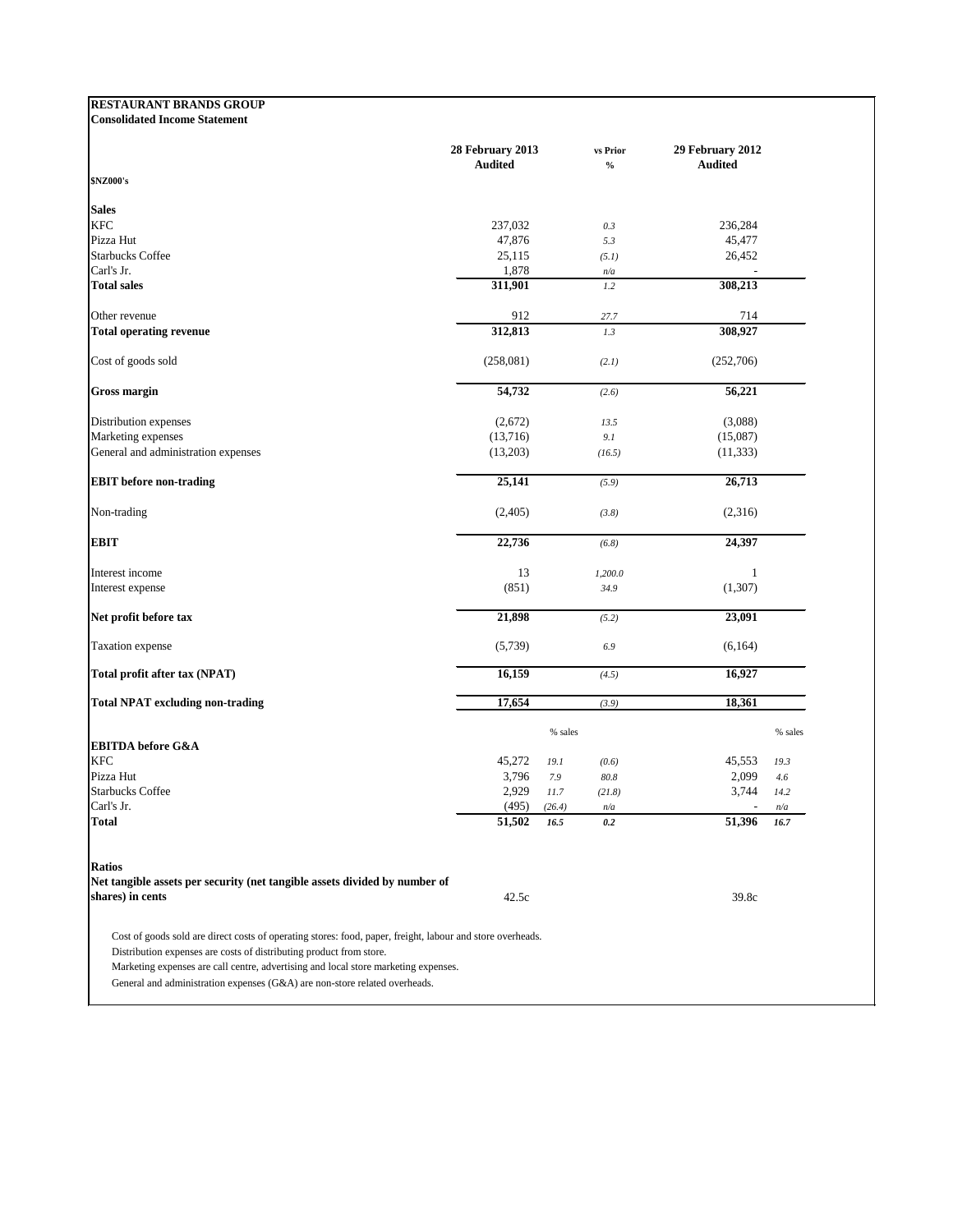**RESTAURANT BRANDS GROUP**
**Consolidated Income Statement**

| $NZ000's | 28 February 2013 Audited | | vs Prior % | 29 February 2012 Audited | |
|---|---|---|---|---|---|
| **Sales** | | | | | |
| KFC | 237,032 | | 0.3 | 236,284 | |
| Pizza Hut | 47,876 | | 5.3 | 45,477 | |
| Starbucks Coffee | 25,115 | | (5.1) | 26,452 | |
| Carl's Jr. | 1,878 | | n/a | - | |
| **Total sales** | **311,901** | | 1.2 | **308,213** | |
| Other revenue | 912 | | 27.7 | 714 | |
| **Total operating revenue** | **312,813** | | 1.3 | **308,927** | |
| Cost of goods sold | (258,081) | | (2.1) | (252,706) | |
| **Gross margin** | **54,732** | | (2.6) | **56,221** | |
| Distribution expenses | (2,672) | | 13.5 | (3,088) | |
| Marketing expenses | (13,716) | | 9.1 | (15,087) | |
| General and administration expenses | (13,203) | | (16.5) | (11,333) | |
| **EBIT before non-trading** | **25,141** | | (5.9) | **26,713** | |
| Non-trading | (2,405) | | (3.8) | (2,316) | |
| **EBIT** | **22,736** | | (6.8) | **24,397** | |
| Interest income | 13 | | 1,200.0 | 1 | |
| Interest expense | (851) | | 34.9 | (1,307) | |
| **Net profit before tax** | **21,898** | | (5.2) | **23,091** | |
| Taxation expense | (5,739) | | 6.9 | (6,164) | |
| **Total profit after tax (NPAT)** | **16,159** | | (4.5) | **16,927** | |
| **Total NPAT excluding non-trading** | **17,654** | | (3.9) | **18,361** | |
| | | % sales | | | % sales |
| **EBITDA before G&A** | | | | | |
| KFC | 45,272 | 19.1 | (0.6) | 45,553 | 19.3 |
| Pizza Hut | 3,796 | 7.9 | 80.8 | 2,099 | 4.6 |
| Starbucks Coffee | 2,929 | 11.7 | (21.8) | 3,744 | 14.2 |
| Carl's Jr. | (495) | (26.4) | n/a | - | n/a |
| **Total** | **51,502** | **16.5** | **0.2** | **51,396** | **16.7** |
| **Ratios** | | | | | |
| **Net tangible assets per security (net tangible assets divided by number of shares) in cents** | 42.5c | | | 39.8c | |

Cost of goods sold are direct costs of operating stores: food, paper, freight, labour and store overheads.

Distribution expenses are costs of distributing product from store.

Marketing expenses are call centre, advertising and local store marketing expenses.

General and administration expenses (G&A) are non-store related overheads.